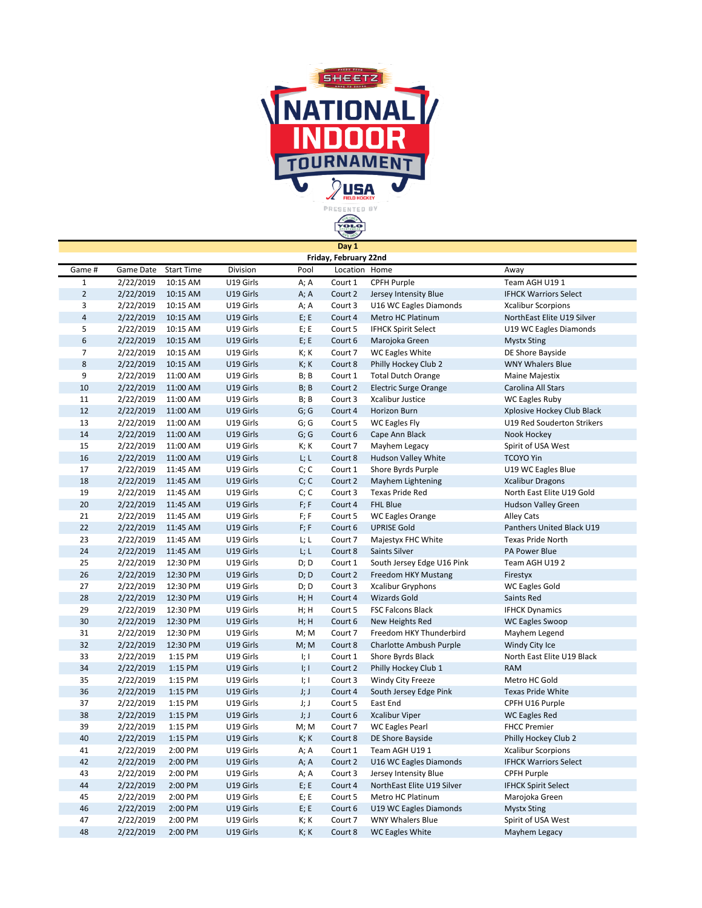# Sheetz National Indoor Tournament

USA Field Hockey

Presented by YOLO

## Day 1

**Friday, February 22nd**

| Game # | Game Date | Start Time | Division | Pool | Location | Home | Away |
|---|---|---|---|---|---|---|---|
| 1 | 2/22/2019 | 10:15 AM | U19 Girls | A; A | Court 1 | CPFH Purple | Team AGH U19 1 |
| 2 | 2/22/2019 | 10:15 AM | U19 Girls | A; A | Court 2 | Jersey Intensity Blue | IFHCK Warriors Select |
| 3 | 2/22/2019 | 10:15 AM | U19 Girls | A; A | Court 3 | U16 WC Eagles Diamonds | Xcalibur Scorpions |
| 4 | 2/22/2019 | 10:15 AM | U19 Girls | E; E | Court 4 | Metro HC Platinum | NorthEast Elite U19 Silver |
| 5 | 2/22/2019 | 10:15 AM | U19 Girls | E; E | Court 5 | IFHCK Spirit Select | U19 WC Eagles Diamonds |
| 6 | 2/22/2019 | 10:15 AM | U19 Girls | E; E | Court 6 | Marojoka Green | Mystx Sting |
| 7 | 2/22/2019 | 10:15 AM | U19 Girls | K; K | Court 7 | WC Eagles White | DE Shore Bayside |
| 8 | 2/22/2019 | 10:15 AM | U19 Girls | K; K | Court 8 | Philly Hockey Club 2 | WNY Whalers Blue |
| 9 | 2/22/2019 | 11:00 AM | U19 Girls | B; B | Court 1 | Total Dutch Orange | Maine Majestix |
| 10 | 2/22/2019 | 11:00 AM | U19 Girls | B; B | Court 2 | Electric Surge Orange | Carolina All Stars |
| 11 | 2/22/2019 | 11:00 AM | U19 Girls | B; B | Court 3 | Xcalibur Justice | WC Eagles Ruby |
| 12 | 2/22/2019 | 11:00 AM | U19 Girls | G; G | Court 4 | Horizon Burn | Xplosive Hockey Club Black |
| 13 | 2/22/2019 | 11:00 AM | U19 Girls | G; G | Court 5 | WC Eagles Fly | U19 Red Souderton Strikers |
| 14 | 2/22/2019 | 11:00 AM | U19 Girls | G; G | Court 6 | Cape Ann Black | Nook Hockey |
| 15 | 2/22/2019 | 11:00 AM | U19 Girls | K; K | Court 7 | Mayhem Legacy | Spirit of USA West |
| 16 | 2/22/2019 | 11:00 AM | U19 Girls | L; L | Court 8 | Hudson Valley White | TCOYO Yin |
| 17 | 2/22/2019 | 11:45 AM | U19 Girls | C; C | Court 1 | Shore Byrds Purple | U19 WC Eagles Blue |
| 18 | 2/22/2019 | 11:45 AM | U19 Girls | C; C | Court 2 | Mayhem Lightening | Xcalibur Dragons |
| 19 | 2/22/2019 | 11:45 AM | U19 Girls | C; C | Court 3 | Texas Pride Red | North East Elite U19 Gold |
| 20 | 2/22/2019 | 11:45 AM | U19 Girls | F; F | Court 4 | FHL Blue | Hudson Valley Green |
| 21 | 2/22/2019 | 11:45 AM | U19 Girls | F; F | Court 5 | WC Eagles Orange | Alley Cats |
| 22 | 2/22/2019 | 11:45 AM | U19 Girls | F; F | Court 6 | UPRISE Gold | Panthers United Black U19 |
| 23 | 2/22/2019 | 11:45 AM | U19 Girls | L; L | Court 7 | Majestyx FHC White | Texas Pride North |
| 24 | 2/22/2019 | 11:45 AM | U19 Girls | L; L | Court 8 | Saints Silver | PA Power Blue |
| 25 | 2/22/2019 | 12:30 PM | U19 Girls | D; D | Court 1 | South Jersey Edge U16 Pink | Team AGH U19 2 |
| 26 | 2/22/2019 | 12:30 PM | U19 Girls | D; D | Court 2 | Freedom HKY Mustang | Firestyx |
| 27 | 2/22/2019 | 12:30 PM | U19 Girls | D; D | Court 3 | Xcalibur Gryphons | WC Eagles Gold |
| 28 | 2/22/2019 | 12:30 PM | U19 Girls | H; H | Court 4 | Wizards Gold | Saints Red |
| 29 | 2/22/2019 | 12:30 PM | U19 Girls | H; H | Court 5 | FSC Falcons Black | IFHCK Dynamics |
| 30 | 2/22/2019 | 12:30 PM | U19 Girls | H; H | Court 6 | New Heights Red | WC Eagles Swoop |
| 31 | 2/22/2019 | 12:30 PM | U19 Girls | M; M | Court 7 | Freedom HKY Thunderbird | Mayhem Legend |
| 32 | 2/22/2019 | 12:30 PM | U19 Girls | M; M | Court 8 | Charlotte Ambush Purple | Windy City Ice |
| 33 | 2/22/2019 | 1:15 PM | U19 Girls | I; I | Court 1 | Shore Byrds Black | North East Elite U19 Black |
| 34 | 2/22/2019 | 1:15 PM | U19 Girls | I; I | Court 2 | Philly Hockey Club 1 | RAM |
| 35 | 2/22/2019 | 1:15 PM | U19 Girls | I; I | Court 3 | Windy City Freeze | Metro HC Gold |
| 36 | 2/22/2019 | 1:15 PM | U19 Girls | J; J | Court 4 | South Jersey Edge Pink | Texas Pride White |
| 37 | 2/22/2019 | 1:15 PM | U19 Girls | J; J | Court 5 | East End | CPFH U16 Purple |
| 38 | 2/22/2019 | 1:15 PM | U19 Girls | J; J | Court 6 | Xcalibur Viper | WC Eagles Red |
| 39 | 2/22/2019 | 1:15 PM | U19 Girls | M; M | Court 7 | WC Eagles Pearl | FHCC Premier |
| 40 | 2/22/2019 | 1:15 PM | U19 Girls | K; K | Court 8 | DE Shore Bayside | Philly Hockey Club 2 |
| 41 | 2/22/2019 | 2:00 PM | U19 Girls | A; A | Court 1 | Team AGH U19 1 | Xcalibur Scorpions |
| 42 | 2/22/2019 | 2:00 PM | U19 Girls | A; A | Court 2 | U16 WC Eagles Diamonds | IFHCK Warriors Select |
| 43 | 2/22/2019 | 2:00 PM | U19 Girls | A; A | Court 3 | Jersey Intensity Blue | CPFH Purple |
| 44 | 2/22/2019 | 2:00 PM | U19 Girls | E; E | Court 4 | NorthEast Elite U19 Silver | IFHCK Spirit Select |
| 45 | 2/22/2019 | 2:00 PM | U19 Girls | E; E | Court 5 | Metro HC Platinum | Marojoka Green |
| 46 | 2/22/2019 | 2:00 PM | U19 Girls | E; E | Court 6 | U19 WC Eagles Diamonds | Mystx Sting |
| 47 | 2/22/2019 | 2:00 PM | U19 Girls | K; K | Court 7 | WNY Whalers Blue | Spirit of USA West |
| 48 | 2/22/2019 | 2:00 PM | U19 Girls | K; K | Court 8 | WC Eagles White | Mayhem Legacy |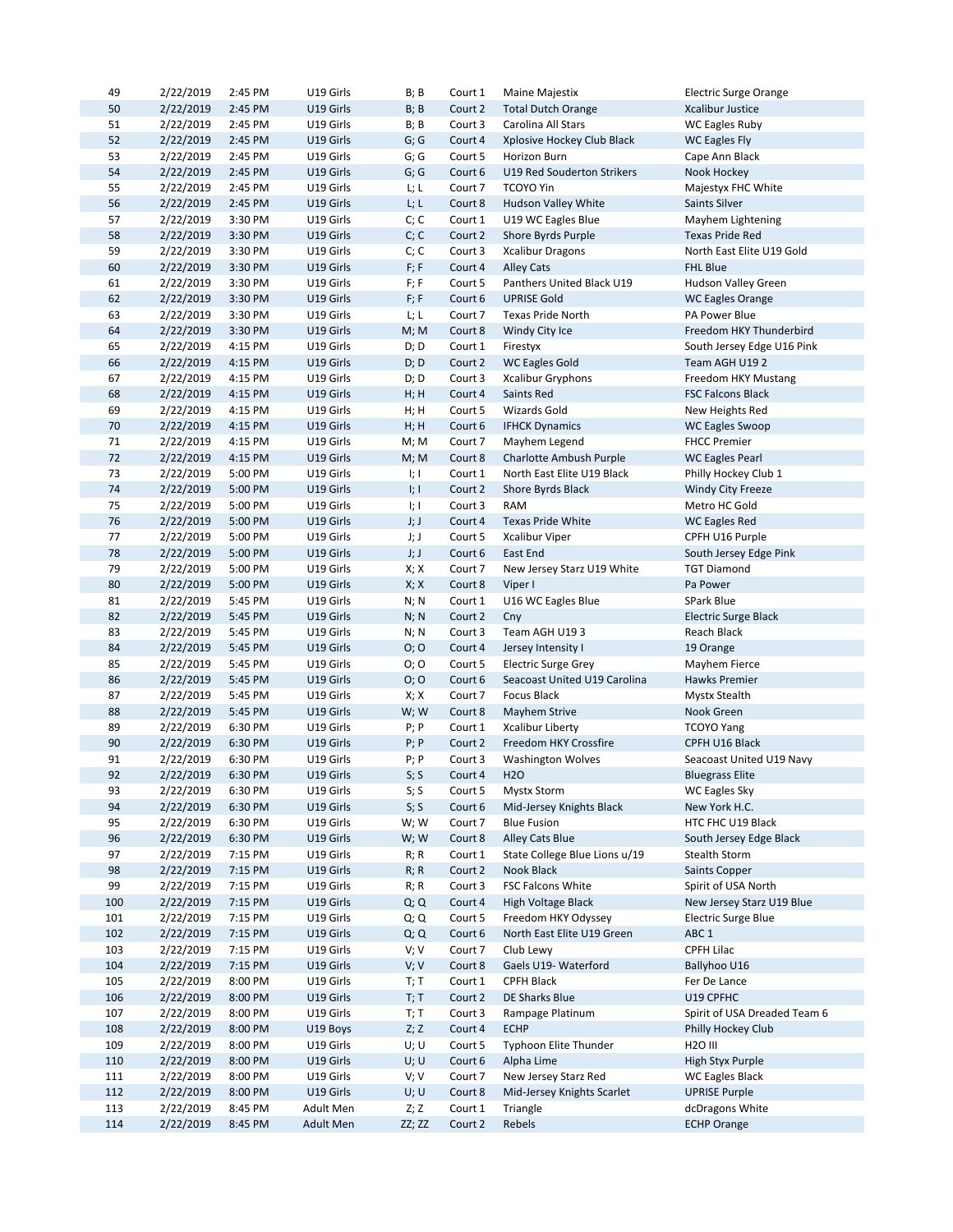| 49 | 2/22/2019 | 2:45 PM | U19 Girls | B; B | Court 1 | Maine Majestix | Electric Surge Orange |
|---|---|---|---|---|---|---|---|
| 50 | 2/22/2019 | 2:45 PM | U19 Girls | B; B | Court 2 | Total Dutch Orange | Xcalibur Justice |
| 51 | 2/22/2019 | 2:45 PM | U19 Girls | B; B | Court 3 | Carolina All Stars | WC Eagles Ruby |
| 52 | 2/22/2019 | 2:45 PM | U19 Girls | G; G | Court 4 | Xplosive Hockey Club Black | WC Eagles Fly |
| 53 | 2/22/2019 | 2:45 PM | U19 Girls | G; G | Court 5 | Horizon Burn | Cape Ann Black |
| 54 | 2/22/2019 | 2:45 PM | U19 Girls | G; G | Court 6 | U19 Red Souderton Strikers | Nook Hockey |
| 55 | 2/22/2019 | 2:45 PM | U19 Girls | L; L | Court 7 | TCOYO Yin | Majestyx FHC White |
| 56 | 2/22/2019 | 2:45 PM | U19 Girls | L; L | Court 8 | Hudson Valley White | Saints Silver |
| 57 | 2/22/2019 | 3:30 PM | U19 Girls | C; C | Court 1 | U19 WC Eagles Blue | Mayhem Lightening |
| 58 | 2/22/2019 | 3:30 PM | U19 Girls | C; C | Court 2 | Shore Byrds Purple | Texas Pride Red |
| 59 | 2/22/2019 | 3:30 PM | U19 Girls | C; C | Court 3 | Xcalibur Dragons | North East Elite U19 Gold |
| 60 | 2/22/2019 | 3:30 PM | U19 Girls | F; F | Court 4 | Alley Cats | FHL Blue |
| 61 | 2/22/2019 | 3:30 PM | U19 Girls | F; F | Court 5 | Panthers United Black U19 | Hudson Valley Green |
| 62 | 2/22/2019 | 3:30 PM | U19 Girls | F; F | Court 6 | UPRISE Gold | WC Eagles Orange |
| 63 | 2/22/2019 | 3:30 PM | U19 Girls | L; L | Court 7 | Texas Pride North | PA Power Blue |
| 64 | 2/22/2019 | 3:30 PM | U19 Girls | M; M | Court 8 | Windy City Ice | Freedom HKY Thunderbird |
| 65 | 2/22/2019 | 4:15 PM | U19 Girls | D; D | Court 1 | Firestyx | South Jersey Edge U16 Pink |
| 66 | 2/22/2019 | 4:15 PM | U19 Girls | D; D | Court 2 | WC Eagles Gold | Team AGH U19 2 |
| 67 | 2/22/2019 | 4:15 PM | U19 Girls | D; D | Court 3 | Xcalibur Gryphons | Freedom HKY Mustang |
| 68 | 2/22/2019 | 4:15 PM | U19 Girls | H; H | Court 4 | Saints Red | FSC Falcons Black |
| 69 | 2/22/2019 | 4:15 PM | U19 Girls | H; H | Court 5 | Wizards Gold | New Heights Red |
| 70 | 2/22/2019 | 4:15 PM | U19 Girls | H; H | Court 6 | IFHCK Dynamics | WC Eagles Swoop |
| 71 | 2/22/2019 | 4:15 PM | U19 Girls | M; M | Court 7 | Mayhem Legend | FHCC Premier |
| 72 | 2/22/2019 | 4:15 PM | U19 Girls | M; M | Court 8 | Charlotte Ambush Purple | WC Eagles Pearl |
| 73 | 2/22/2019 | 5:00 PM | U19 Girls | I; I | Court 1 | North East Elite U19 Black | Philly Hockey Club 1 |
| 74 | 2/22/2019 | 5:00 PM | U19 Girls | I; I | Court 2 | Shore Byrds Black | Windy City Freeze |
| 75 | 2/22/2019 | 5:00 PM | U19 Girls | I; I | Court 3 | RAM | Metro HC Gold |
| 76 | 2/22/2019 | 5:00 PM | U19 Girls | J; J | Court 4 | Texas Pride White | WC Eagles Red |
| 77 | 2/22/2019 | 5:00 PM | U19 Girls | J; J | Court 5 | Xcalibur Viper | CPFH U16 Purple |
| 78 | 2/22/2019 | 5:00 PM | U19 Girls | J; J | Court 6 | East End | South Jersey Edge Pink |
| 79 | 2/22/2019 | 5:00 PM | U19 Girls | X; X | Court 7 | New Jersey Starz U19 White | TGT Diamond |
| 80 | 2/22/2019 | 5:00 PM | U19 Girls | X; X | Court 8 | Viper I | Pa Power |
| 81 | 2/22/2019 | 5:45 PM | U19 Girls | N; N | Court 1 | U16 WC Eagles Blue | SPark Blue |
| 82 | 2/22/2019 | 5:45 PM | U19 Girls | N; N | Court 2 | Cny | Electric Surge Black |
| 83 | 2/22/2019 | 5:45 PM | U19 Girls | N; N | Court 3 | Team AGH U19 3 | Reach Black |
| 84 | 2/22/2019 | 5:45 PM | U19 Girls | O; O | Court 4 | Jersey Intensity I | 19 Orange |
| 85 | 2/22/2019 | 5:45 PM | U19 Girls | O; O | Court 5 | Electric Surge Grey | Mayhem Fierce |
| 86 | 2/22/2019 | 5:45 PM | U19 Girls | O; O | Court 6 | Seacoast United U19 Carolina | Hawks Premier |
| 87 | 2/22/2019 | 5:45 PM | U19 Girls | X; X | Court 7 | Focus Black | Mystx Stealth |
| 88 | 2/22/2019 | 5:45 PM | U19 Girls | W; W | Court 8 | Mayhem Strive | Nook Green |
| 89 | 2/22/2019 | 6:30 PM | U19 Girls | P; P | Court 1 | Xcalibur Liberty | TCOYO Yang |
| 90 | 2/22/2019 | 6:30 PM | U19 Girls | P; P | Court 2 | Freedom HKY Crossfire | CPFH U16 Black |
| 91 | 2/22/2019 | 6:30 PM | U19 Girls | P; P | Court 3 | Washington Wolves | Seacoast United U19 Navy |
| 92 | 2/22/2019 | 6:30 PM | U19 Girls | S; S | Court 4 | H2O | Bluegrass Elite |
| 93 | 2/22/2019 | 6:30 PM | U19 Girls | S; S | Court 5 | Mystx Storm | WC Eagles Sky |
| 94 | 2/22/2019 | 6:30 PM | U19 Girls | S; S | Court 6 | Mid-Jersey Knights Black | New York H.C. |
| 95 | 2/22/2019 | 6:30 PM | U19 Girls | W; W | Court 7 | Blue Fusion | HTC FHC U19 Black |
| 96 | 2/22/2019 | 6:30 PM | U19 Girls | W; W | Court 8 | Alley Cats Blue | South Jersey Edge Black |
| 97 | 2/22/2019 | 7:15 PM | U19 Girls | R; R | Court 1 | State College Blue Lions u/19 | Stealth Storm |
| 98 | 2/22/2019 | 7:15 PM | U19 Girls | R; R | Court 2 | Nook Black | Saints Copper |
| 99 | 2/22/2019 | 7:15 PM | U19 Girls | R; R | Court 3 | FSC Falcons White | Spirit of USA North |
| 100 | 2/22/2019 | 7:15 PM | U19 Girls | Q; Q | Court 4 | High Voltage Black | New Jersey Starz U19 Blue |
| 101 | 2/22/2019 | 7:15 PM | U19 Girls | Q; Q | Court 5 | Freedom HKY Odyssey | Electric Surge Blue |
| 102 | 2/22/2019 | 7:15 PM | U19 Girls | Q; Q | Court 6 | North East Elite U19 Green | ABC 1 |
| 103 | 2/22/2019 | 7:15 PM | U19 Girls | V; V | Court 7 | Club Lewy | CPFH Lilac |
| 104 | 2/22/2019 | 7:15 PM | U19 Girls | V; V | Court 8 | Gaels U19- Waterford | Ballyhoo U16 |
| 105 | 2/22/2019 | 8:00 PM | U19 Girls | T; T | Court 1 | CPFH Black | Fer De Lance |
| 106 | 2/22/2019 | 8:00 PM | U19 Girls | T; T | Court 2 | DE Sharks Blue | U19 CPFHC |
| 107 | 2/22/2019 | 8:00 PM | U19 Girls | T; T | Court 3 | Rampage Platinum | Spirit of USA Dreaded Team 6 |
| 108 | 2/22/2019 | 8:00 PM | U19 Boys | Z; Z | Court 4 | ECHP | Philly Hockey Club |
| 109 | 2/22/2019 | 8:00 PM | U19 Girls | U; U | Court 5 | Typhoon Elite Thunder | H2O III |
| 110 | 2/22/2019 | 8:00 PM | U19 Girls | U; U | Court 6 | Alpha Lime | High Styx Purple |
| 111 | 2/22/2019 | 8:00 PM | U19 Girls | V; V | Court 7 | New Jersey Starz Red | WC Eagles Black |
| 112 | 2/22/2019 | 8:00 PM | U19 Girls | U; U | Court 8 | Mid-Jersey Knights Scarlet | UPRISE Purple |
| 113 | 2/22/2019 | 8:45 PM | Adult Men | Z; Z | Court 1 | Triangle | dcDragons White |
| 114 | 2/22/2019 | 8:45 PM | Adult Men | ZZ; ZZ | Court 2 | Rebels | ECHP Orange |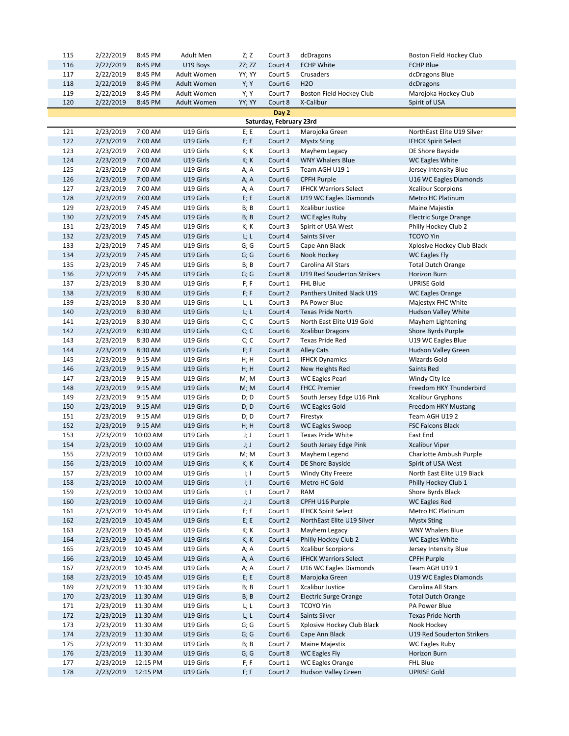| | | | | | | | |
|---|---|---|---|---|---|---|---|
| 115 | 2/22/2019 | 8:45 PM | Adult Men | Z; Z | Court 3 | dcDragons | Boston Field Hockey Club |
| 116 | 2/22/2019 | 8:45 PM | U19 Boys | ZZ; ZZ | Court 4 | ECHP White | ECHP Blue |
| 117 | 2/22/2019 | 8:45 PM | Adult Women | YY; YY | Court 5 | Crusaders | dcDragons Blue |
| 118 | 2/22/2019 | 8:45 PM | Adult Women | Y; Y | Court 6 | H2O | dcDragons |
| 119 | 2/22/2019 | 8:45 PM | Adult Women | Y; Y | Court 7 | Boston Field Hockey Club | Marojoka Hockey Club |
| 120 | 2/22/2019 | 8:45 PM | Adult Women | YY; YY | Court 8 | X-Calibur | Spirit of USA |

**Day 2**

**Saturday, February 23rd**

| | | | | | | | |
|---|---|---|---|---|---|---|---|
| 121 | 2/23/2019 | 7:00 AM | U19 Girls | E; E | Court 1 | Marojoka Green | NorthEast Elite U19 Silver |
| 122 | 2/23/2019 | 7:00 AM | U19 Girls | E; E | Court 2 | Mystx Sting | IFHCK Spirit Select |
| 123 | 2/23/2019 | 7:00 AM | U19 Girls | K; K | Court 3 | Mayhem Legacy | DE Shore Bayside |
| 124 | 2/23/2019 | 7:00 AM | U19 Girls | K; K | Court 4 | WNY Whalers Blue | WC Eagles White |
| 125 | 2/23/2019 | 7:00 AM | U19 Girls | A; A | Court 5 | Team AGH U19 1 | Jersey Intensity Blue |
| 126 | 2/23/2019 | 7:00 AM | U19 Girls | A; A | Court 6 | CPFH Purple | U16 WC Eagles Diamonds |
| 127 | 2/23/2019 | 7:00 AM | U19 Girls | A; A | Court 7 | IFHCK Warriors Select | Xcalibur Scorpions |
| 128 | 2/23/2019 | 7:00 AM | U19 Girls | E; E | Court 8 | U19 WC Eagles Diamonds | Metro HC Platinum |
| 129 | 2/23/2019 | 7:45 AM | U19 Girls | B; B | Court 1 | Xcalibur Justice | Maine Majestix |
| 130 | 2/23/2019 | 7:45 AM | U19 Girls | B; B | Court 2 | WC Eagles Ruby | Electric Surge Orange |
| 131 | 2/23/2019 | 7:45 AM | U19 Girls | K; K | Court 3 | Spirit of USA West | Philly Hockey Club 2 |
| 132 | 2/23/2019 | 7:45 AM | U19 Girls | L; L | Court 4 | Saints Silver | TCOYO Yin |
| 133 | 2/23/2019 | 7:45 AM | U19 Girls | G; G | Court 5 | Cape Ann Black | Xplosive Hockey Club Black |
| 134 | 2/23/2019 | 7:45 AM | U19 Girls | G; G | Court 6 | Nook Hockey | WC Eagles Fly |
| 135 | 2/23/2019 | 7:45 AM | U19 Girls | B; B | Court 7 | Carolina All Stars | Total Dutch Orange |
| 136 | 2/23/2019 | 7:45 AM | U19 Girls | G; G | Court 8 | U19 Red Souderton Strikers | Horizon Burn |
| 137 | 2/23/2019 | 8:30 AM | U19 Girls | F; F | Court 1 | FHL Blue | UPRISE Gold |
| 138 | 2/23/2019 | 8:30 AM | U19 Girls | F; F | Court 2 | Panthers United Black U19 | WC Eagles Orange |
| 139 | 2/23/2019 | 8:30 AM | U19 Girls | L; L | Court 3 | PA Power Blue | Majestyx FHC White |
| 140 | 2/23/2019 | 8:30 AM | U19 Girls | L; L | Court 4 | Texas Pride North | Hudson Valley White |
| 141 | 2/23/2019 | 8:30 AM | U19 Girls | C; C | Court 5 | North East Elite U19 Gold | Mayhem Lightening |
| 142 | 2/23/2019 | 8:30 AM | U19 Girls | C; C | Court 6 | Xcalibur Dragons | Shore Byrds Purple |
| 143 | 2/23/2019 | 8:30 AM | U19 Girls | C; C | Court 7 | Texas Pride Red | U19 WC Eagles Blue |
| 144 | 2/23/2019 | 8:30 AM | U19 Girls | F; F | Court 8 | Alley Cats | Hudson Valley Green |
| 145 | 2/23/2019 | 9:15 AM | U19 Girls | H; H | Court 1 | IFHCK Dynamics | Wizards Gold |
| 146 | 2/23/2019 | 9:15 AM | U19 Girls | H; H | Court 2 | New Heights Red | Saints Red |
| 147 | 2/23/2019 | 9:15 AM | U19 Girls | M; M | Court 3 | WC Eagles Pearl | Windy City Ice |
| 148 | 2/23/2019 | 9:15 AM | U19 Girls | M; M | Court 4 | FHCC Premier | Freedom HKY Thunderbird |
| 149 | 2/23/2019 | 9:15 AM | U19 Girls | D; D | Court 5 | South Jersey Edge U16 Pink | Xcalibur Gryphons |
| 150 | 2/23/2019 | 9:15 AM | U19 Girls | D; D | Court 6 | WC Eagles Gold | Freedom HKY Mustang |
| 151 | 2/23/2019 | 9:15 AM | U19 Girls | D; D | Court 7 | Firestyx | Team AGH U19 2 |
| 152 | 2/23/2019 | 9:15 AM | U19 Girls | H; H | Court 8 | WC Eagles Swoop | FSC Falcons Black |
| 153 | 2/23/2019 | 10:00 AM | U19 Girls | J; J | Court 1 | Texas Pride White | East End |
| 154 | 2/23/2019 | 10:00 AM | U19 Girls | J; J | Court 2 | South Jersey Edge Pink | Xcalibur Viper |
| 155 | 2/23/2019 | 10:00 AM | U19 Girls | M; M | Court 3 | Mayhem Legend | Charlotte Ambush Purple |
| 156 | 2/23/2019 | 10:00 AM | U19 Girls | K; K | Court 4 | DE Shore Bayside | Spirit of USA West |
| 157 | 2/23/2019 | 10:00 AM | U19 Girls | I; I | Court 5 | Windy City Freeze | North East Elite U19 Black |
| 158 | 2/23/2019 | 10:00 AM | U19 Girls | I; I | Court 6 | Metro HC Gold | Philly Hockey Club 1 |
| 159 | 2/23/2019 | 10:00 AM | U19 Girls | I; I | Court 7 | RAM | Shore Byrds Black |
| 160 | 2/23/2019 | 10:00 AM | U19 Girls | J; J | Court 8 | CPFH U16 Purple | WC Eagles Red |
| 161 | 2/23/2019 | 10:45 AM | U19 Girls | E; E | Court 1 | IFHCK Spirit Select | Metro HC Platinum |
| 162 | 2/23/2019 | 10:45 AM | U19 Girls | E; E | Court 2 | NorthEast Elite U19 Silver | Mystx Sting |
| 163 | 2/23/2019 | 10:45 AM | U19 Girls | K; K | Court 3 | Mayhem Legacy | WNY Whalers Blue |
| 164 | 2/23/2019 | 10:45 AM | U19 Girls | K; K | Court 4 | Philly Hockey Club 2 | WC Eagles White |
| 165 | 2/23/2019 | 10:45 AM | U19 Girls | A; A | Court 5 | Xcalibur Scorpions | Jersey Intensity Blue |
| 166 | 2/23/2019 | 10:45 AM | U19 Girls | A; A | Court 6 | IFHCK Warriors Select | CPFH Purple |
| 167 | 2/23/2019 | 10:45 AM | U19 Girls | A; A | Court 7 | U16 WC Eagles Diamonds | Team AGH U19 1 |
| 168 | 2/23/2019 | 10:45 AM | U19 Girls | E; E | Court 8 | Marojoka Green | U19 WC Eagles Diamonds |
| 169 | 2/23/2019 | 11:30 AM | U19 Girls | B; B | Court 1 | Xcalibur Justice | Carolina All Stars |
| 170 | 2/23/2019 | 11:30 AM | U19 Girls | B; B | Court 2 | Electric Surge Orange | Total Dutch Orange |
| 171 | 2/23/2019 | 11:30 AM | U19 Girls | L; L | Court 3 | TCOYO Yin | PA Power Blue |
| 172 | 2/23/2019 | 11:30 AM | U19 Girls | L; L | Court 4 | Saints Silver | Texas Pride North |
| 173 | 2/23/2019 | 11:30 AM | U19 Girls | G; G | Court 5 | Xplosive Hockey Club Black | Nook Hockey |
| 174 | 2/23/2019 | 11:30 AM | U19 Girls | G; G | Court 6 | Cape Ann Black | U19 Red Souderton Strikers |
| 175 | 2/23/2019 | 11:30 AM | U19 Girls | B; B | Court 7 | Maine Majestix | WC Eagles Ruby |
| 176 | 2/23/2019 | 11:30 AM | U19 Girls | G; G | Court 8 | WC Eagles Fly | Horizon Burn |
| 177 | 2/23/2019 | 12:15 PM | U19 Girls | F; F | Court 1 | WC Eagles Orange | FHL Blue |
| 178 | 2/23/2019 | 12:15 PM | U19 Girls | F; F | Court 2 | Hudson Valley Green | UPRISE Gold |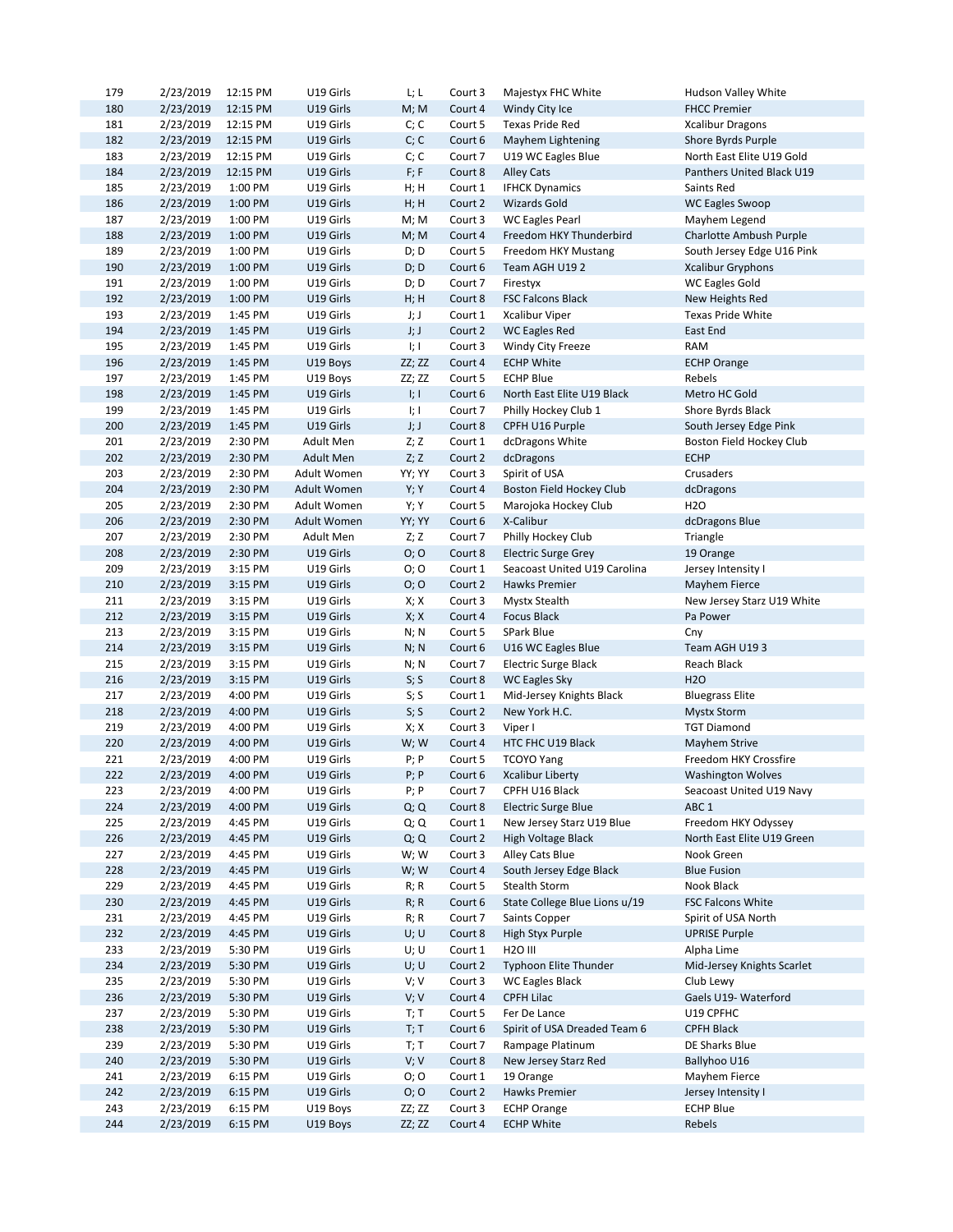| | | | | | | | |
|---|---|---|---|---|---|---|---|
| 179 | 2/23/2019 | 12:15 PM | U19 Girls | L; L | Court 3 | Majestyx FHC White | Hudson Valley White |
| 180 | 2/23/2019 | 12:15 PM | U19 Girls | M; M | Court 4 | Windy City Ice | FHCC Premier |
| 181 | 2/23/2019 | 12:15 PM | U19 Girls | C; C | Court 5 | Texas Pride Red | Xcalibur Dragons |
| 182 | 2/23/2019 | 12:15 PM | U19 Girls | C; C | Court 6 | Mayhem Lightening | Shore Byrds Purple |
| 183 | 2/23/2019 | 12:15 PM | U19 Girls | C; C | Court 7 | U19 WC Eagles Blue | North East Elite U19 Gold |
| 184 | 2/23/2019 | 12:15 PM | U19 Girls | F; F | Court 8 | Alley Cats | Panthers United Black U19 |
| 185 | 2/23/2019 | 1:00 PM | U19 Girls | H; H | Court 1 | IFHCK Dynamics | Saints Red |
| 186 | 2/23/2019 | 1:00 PM | U19 Girls | H; H | Court 2 | Wizards Gold | WC Eagles Swoop |
| 187 | 2/23/2019 | 1:00 PM | U19 Girls | M; M | Court 3 | WC Eagles Pearl | Mayhem Legend |
| 188 | 2/23/2019 | 1:00 PM | U19 Girls | M; M | Court 4 | Freedom HKY Thunderbird | Charlotte Ambush Purple |
| 189 | 2/23/2019 | 1:00 PM | U19 Girls | D; D | Court 5 | Freedom HKY Mustang | South Jersey Edge U16 Pink |
| 190 | 2/23/2019 | 1:00 PM | U19 Girls | D; D | Court 6 | Team AGH U19 2 | Xcalibur Gryphons |
| 191 | 2/23/2019 | 1:00 PM | U19 Girls | D; D | Court 7 | Firestyx | WC Eagles Gold |
| 192 | 2/23/2019 | 1:00 PM | U19 Girls | H; H | Court 8 | FSC Falcons Black | New Heights Red |
| 193 | 2/23/2019 | 1:45 PM | U19 Girls | J; J | Court 1 | Xcalibur Viper | Texas Pride White |
| 194 | 2/23/2019 | 1:45 PM | U19 Girls | J; J | Court 2 | WC Eagles Red | East End |
| 195 | 2/23/2019 | 1:45 PM | U19 Girls | I; I | Court 3 | Windy City Freeze | RAM |
| 196 | 2/23/2019 | 1:45 PM | U19 Boys | ZZ; ZZ | Court 4 | ECHP White | ECHP Orange |
| 197 | 2/23/2019 | 1:45 PM | U19 Boys | ZZ; ZZ | Court 5 | ECHP Blue | Rebels |
| 198 | 2/23/2019 | 1:45 PM | U19 Girls | I; I | Court 6 | North East Elite U19 Black | Metro HC Gold |
| 199 | 2/23/2019 | 1:45 PM | U19 Girls | I; I | Court 7 | Philly Hockey Club 1 | Shore Byrds Black |
| 200 | 2/23/2019 | 1:45 PM | U19 Girls | J; J | Court 8 | CPFH U16 Purple | South Jersey Edge Pink |
| 201 | 2/23/2019 | 2:30 PM | Adult Men | Z; Z | Court 1 | dcDragons White | Boston Field Hockey Club |
| 202 | 2/23/2019 | 2:30 PM | Adult Men | Z; Z | Court 2 | dcDragons | ECHP |
| 203 | 2/23/2019 | 2:30 PM | Adult Women | YY; YY | Court 3 | Spirit of USA | Crusaders |
| 204 | 2/23/2019 | 2:30 PM | Adult Women | Y; Y | Court 4 | Boston Field Hockey Club | dcDragons |
| 205 | 2/23/2019 | 2:30 PM | Adult Women | Y; Y | Court 5 | Marojoka Hockey Club | H2O |
| 206 | 2/23/2019 | 2:30 PM | Adult Women | YY; YY | Court 6 | X-Calibur | dcDragons Blue |
| 207 | 2/23/2019 | 2:30 PM | Adult Men | Z; Z | Court 7 | Philly Hockey Club | Triangle |
| 208 | 2/23/2019 | 2:30 PM | U19 Girls | O; O | Court 8 | Electric Surge Grey | 19 Orange |
| 209 | 2/23/2019 | 3:15 PM | U19 Girls | O; O | Court 1 | Seacoast United U19 Carolina | Jersey Intensity I |
| 210 | 2/23/2019 | 3:15 PM | U19 Girls | O; O | Court 2 | Hawks Premier | Mayhem Fierce |
| 211 | 2/23/2019 | 3:15 PM | U19 Girls | X; X | Court 3 | Mystx Stealth | New Jersey Starz U19 White |
| 212 | 2/23/2019 | 3:15 PM | U19 Girls | X; X | Court 4 | Focus Black | Pa Power |
| 213 | 2/23/2019 | 3:15 PM | U19 Girls | N; N | Court 5 | SPark Blue | Cny |
| 214 | 2/23/2019 | 3:15 PM | U19 Girls | N; N | Court 6 | U16 WC Eagles Blue | Team AGH U19 3 |
| 215 | 2/23/2019 | 3:15 PM | U19 Girls | N; N | Court 7 | Electric Surge Black | Reach Black |
| 216 | 2/23/2019 | 3:15 PM | U19 Girls | S; S | Court 8 | WC Eagles Sky | H2O |
| 217 | 2/23/2019 | 4:00 PM | U19 Girls | S; S | Court 1 | Mid-Jersey Knights Black | Bluegrass Elite |
| 218 | 2/23/2019 | 4:00 PM | U19 Girls | S; S | Court 2 | New York H.C. | Mystx Storm |
| 219 | 2/23/2019 | 4:00 PM | U19 Girls | X; X | Court 3 | Viper I | TGT Diamond |
| 220 | 2/23/2019 | 4:00 PM | U19 Girls | W; W | Court 4 | HTC FHC U19 Black | Mayhem Strive |
| 221 | 2/23/2019 | 4:00 PM | U19 Girls | P; P | Court 5 | TCOYO Yang | Freedom HKY Crossfire |
| 222 | 2/23/2019 | 4:00 PM | U19 Girls | P; P | Court 6 | Xcalibur Liberty | Washington Wolves |
| 223 | 2/23/2019 | 4:00 PM | U19 Girls | P; P | Court 7 | CPFH U16 Black | Seacoast United U19 Navy |
| 224 | 2/23/2019 | 4:00 PM | U19 Girls | Q; Q | Court 8 | Electric Surge Blue | ABC 1 |
| 225 | 2/23/2019 | 4:45 PM | U19 Girls | Q; Q | Court 1 | New Jersey Starz U19 Blue | Freedom HKY Odyssey |
| 226 | 2/23/2019 | 4:45 PM | U19 Girls | Q; Q | Court 2 | High Voltage Black | North East Elite U19 Green |
| 227 | 2/23/2019 | 4:45 PM | U19 Girls | W; W | Court 3 | Alley Cats Blue | Nook Green |
| 228 | 2/23/2019 | 4:45 PM | U19 Girls | W; W | Court 4 | South Jersey Edge Black | Blue Fusion |
| 229 | 2/23/2019 | 4:45 PM | U19 Girls | R; R | Court 5 | Stealth Storm | Nook Black |
| 230 | 2/23/2019 | 4:45 PM | U19 Girls | R; R | Court 6 | State College Blue Lions u/19 | FSC Falcons White |
| 231 | 2/23/2019 | 4:45 PM | U19 Girls | R; R | Court 7 | Saints Copper | Spirit of USA North |
| 232 | 2/23/2019 | 4:45 PM | U19 Girls | U; U | Court 8 | High Styx Purple | UPRISE Purple |
| 233 | 2/23/2019 | 5:30 PM | U19 Girls | U; U | Court 1 | H2O III | Alpha Lime |
| 234 | 2/23/2019 | 5:30 PM | U19 Girls | U; U | Court 2 | Typhoon Elite Thunder | Mid-Jersey Knights Scarlet |
| 235 | 2/23/2019 | 5:30 PM | U19 Girls | V; V | Court 3 | WC Eagles Black | Club Lewy |
| 236 | 2/23/2019 | 5:30 PM | U19 Girls | V; V | Court 4 | CPFH Lilac | Gaels U19- Waterford |
| 237 | 2/23/2019 | 5:30 PM | U19 Girls | T; T | Court 5 | Fer De Lance | U19 CPFHC |
| 238 | 2/23/2019 | 5:30 PM | U19 Girls | T; T | Court 6 | Spirit of USA Dreaded Team 6 | CPFH Black |
| 239 | 2/23/2019 | 5:30 PM | U19 Girls | T; T | Court 7 | Rampage Platinum | DE Sharks Blue |
| 240 | 2/23/2019 | 5:30 PM | U19 Girls | V; V | Court 8 | New Jersey Starz Red | Ballyhoo U16 |
| 241 | 2/23/2019 | 6:15 PM | U19 Girls | O; O | Court 1 | 19 Orange | Mayhem Fierce |
| 242 | 2/23/2019 | 6:15 PM | U19 Girls | O; O | Court 2 | Hawks Premier | Jersey Intensity I |
| 243 | 2/23/2019 | 6:15 PM | U19 Boys | ZZ; ZZ | Court 3 | ECHP Orange | ECHP Blue |
| 244 | 2/23/2019 | 6:15 PM | U19 Boys | ZZ; ZZ | Court 4 | ECHP White | Rebels |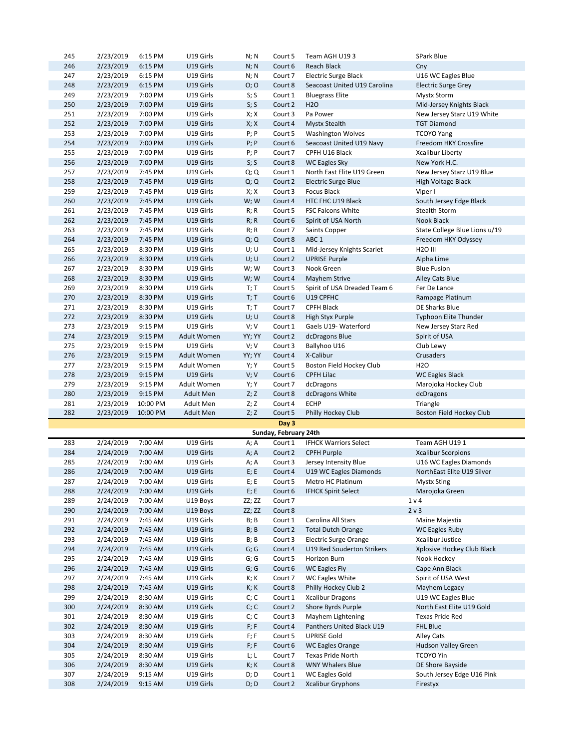| | | | | | | | |
|---|---|---|---|---|---|---|---|
| 245 | 2/23/2019 | 6:15 PM | U19 Girls | N; N | Court 5 | Team AGH U19 3 | SPark Blue |
| 246 | 2/23/2019 | 6:15 PM | U19 Girls | N; N | Court 6 | Reach Black | Cny |
| 247 | 2/23/2019 | 6:15 PM | U19 Girls | N; N | Court 7 | Electric Surge Black | U16 WC Eagles Blue |
| 248 | 2/23/2019 | 6:15 PM | U19 Girls | O; O | Court 8 | Seacoast United U19 Carolina | Electric Surge Grey |
| 249 | 2/23/2019 | 7:00 PM | U19 Girls | S; S | Court 1 | Bluegrass Elite | Mystx Storm |
| 250 | 2/23/2019 | 7:00 PM | U19 Girls | S; S | Court 2 | H2O | Mid-Jersey Knights Black |
| 251 | 2/23/2019 | 7:00 PM | U19 Girls | X; X | Court 3 | Pa Power | New Jersey Starz U19 White |
| 252 | 2/23/2019 | 7:00 PM | U19 Girls | X; X | Court 4 | Mystx Stealth | TGT Diamond |
| 253 | 2/23/2019 | 7:00 PM | U19 Girls | P; P | Court 5 | Washington Wolves | TCOYO Yang |
| 254 | 2/23/2019 | 7:00 PM | U19 Girls | P; P | Court 6 | Seacoast United U19 Navy | Freedom HKY Crossfire |
| 255 | 2/23/2019 | 7:00 PM | U19 Girls | P; P | Court 7 | CPFH U16 Black | Xcalibur Liberty |
| 256 | 2/23/2019 | 7:00 PM | U19 Girls | S; S | Court 8 | WC Eagles Sky | New York H.C. |
| 257 | 2/23/2019 | 7:45 PM | U19 Girls | Q; Q | Court 1 | North East Elite U19 Green | New Jersey Starz U19 Blue |
| 258 | 2/23/2019 | 7:45 PM | U19 Girls | Q; Q | Court 2 | Electric Surge Blue | High Voltage Black |
| 259 | 2/23/2019 | 7:45 PM | U19 Girls | X; X | Court 3 | Focus Black | Viper I |
| 260 | 2/23/2019 | 7:45 PM | U19 Girls | W; W | Court 4 | HTC FHC U19 Black | South Jersey Edge Black |
| 261 | 2/23/2019 | 7:45 PM | U19 Girls | R; R | Court 5 | FSC Falcons White | Stealth Storm |
| 262 | 2/23/2019 | 7:45 PM | U19 Girls | R; R | Court 6 | Spirit of USA North | Nook Black |
| 263 | 2/23/2019 | 7:45 PM | U19 Girls | R; R | Court 7 | Saints Copper | State College Blue Lions u/19 |
| 264 | 2/23/2019 | 7:45 PM | U19 Girls | Q; Q | Court 8 | ABC 1 | Freedom HKY Odyssey |
| 265 | 2/23/2019 | 8:30 PM | U19 Girls | U; U | Court 1 | Mid-Jersey Knights Scarlet | H2O III |
| 266 | 2/23/2019 | 8:30 PM | U19 Girls | U; U | Court 2 | UPRISE Purple | Alpha Lime |
| 267 | 2/23/2019 | 8:30 PM | U19 Girls | W; W | Court 3 | Nook Green | Blue Fusion |
| 268 | 2/23/2019 | 8:30 PM | U19 Girls | W; W | Court 4 | Mayhem Strive | Alley Cats Blue |
| 269 | 2/23/2019 | 8:30 PM | U19 Girls | T; T | Court 5 | Spirit of USA Dreaded Team 6 | Fer De Lance |
| 270 | 2/23/2019 | 8:30 PM | U19 Girls | T; T | Court 6 | U19 CPFHC | Rampage Platinum |
| 271 | 2/23/2019 | 8:30 PM | U19 Girls | T; T | Court 7 | CPFH Black | DE Sharks Blue |
| 272 | 2/23/2019 | 8:30 PM | U19 Girls | U; U | Court 8 | High Styx Purple | Typhoon Elite Thunder |
| 273 | 2/23/2019 | 9:15 PM | U19 Girls | V; V | Court 1 | Gaels U19- Waterford | New Jersey Starz Red |
| 274 | 2/23/2019 | 9:15 PM | Adult Women | YY; YY | Court 2 | dcDragons Blue | Spirit of USA |
| 275 | 2/23/2019 | 9:15 PM | U19 Girls | V; V | Court 3 | Ballyhoo U16 | Club Lewy |
| 276 | 2/23/2019 | 9:15 PM | Adult Women | YY; YY | Court 4 | X-Calibur | Crusaders |
| 277 | 2/23/2019 | 9:15 PM | Adult Women | Y; Y | Court 5 | Boston Field Hockey Club | H2O |
| 278 | 2/23/2019 | 9:15 PM | U19 Girls | V; V | Court 6 | CPFH Lilac | WC Eagles Black |
| 279 | 2/23/2019 | 9:15 PM | Adult Women | Y; Y | Court 7 | dcDragons | Marojoka Hockey Club |
| 280 | 2/23/2019 | 9:15 PM | Adult Men | Z; Z | Court 8 | dcDragons White | dcDragons |
| 281 | 2/23/2019 | 10:00 PM | Adult Men | Z; Z | Court 4 | ECHP | Triangle |
| 282 | 2/23/2019 | 10:00 PM | Adult Men | Z; Z | Court 5 | Philly Hockey Club | Boston Field Hockey Club |

**Day 3**

**Sunday, February 24th**

| | | | | | | | |
|---|---|---|---|---|---|---|---|
| 283 | 2/24/2019 | 7:00 AM | U19 Girls | A; A | Court 1 | IFHCK Warriors Select | Team AGH U19 1 |
| 284 | 2/24/2019 | 7:00 AM | U19 Girls | A; A | Court 2 | CPFH Purple | Xcalibur Scorpions |
| 285 | 2/24/2019 | 7:00 AM | U19 Girls | A; A | Court 3 | Jersey Intensity Blue | U16 WC Eagles Diamonds |
| 286 | 2/24/2019 | 7:00 AM | U19 Girls | E; E | Court 4 | U19 WC Eagles Diamonds | NorthEast Elite U19 Silver |
| 287 | 2/24/2019 | 7:00 AM | U19 Girls | E; E | Court 5 | Metro HC Platinum | Mystx Sting |
| 288 | 2/24/2019 | 7:00 AM | U19 Girls | E; E | Court 6 | IFHCK Spirit Select | Marojoka Green |
| 289 | 2/24/2019 | 7:00 AM | U19 Boys | ZZ; ZZ | Court 7 | 1 v 4 | |
| 290 | 2/24/2019 | 7:00 AM | U19 Boys | ZZ; ZZ | Court 8 | 2 v 3 | |
| 291 | 2/24/2019 | 7:45 AM | U19 Girls | B; B | Court 1 | Carolina All Stars | Maine Majestix |
| 292 | 2/24/2019 | 7:45 AM | U19 Girls | B; B | Court 2 | Total Dutch Orange | WC Eagles Ruby |
| 293 | 2/24/2019 | 7:45 AM | U19 Girls | B; B | Court 3 | Electric Surge Orange | Xcalibur Justice |
| 294 | 2/24/2019 | 7:45 AM | U19 Girls | G; G | Court 4 | U19 Red Souderton Strikers | Xplosive Hockey Club Black |
| 295 | 2/24/2019 | 7:45 AM | U19 Girls | G; G | Court 5 | Horizon Burn | Nook Hockey |
| 296 | 2/24/2019 | 7:45 AM | U19 Girls | G; G | Court 6 | WC Eagles Fly | Cape Ann Black |
| 297 | 2/24/2019 | 7:45 AM | U19 Girls | K; K | Court 7 | WC Eagles White | Spirit of USA West |
| 298 | 2/24/2019 | 7:45 AM | U19 Girls | K; K | Court 8 | Philly Hockey Club 2 | Mayhem Legacy |
| 299 | 2/24/2019 | 8:30 AM | U19 Girls | C; C | Court 1 | Xcalibur Dragons | U19 WC Eagles Blue |
| 300 | 2/24/2019 | 8:30 AM | U19 Girls | C; C | Court 2 | Shore Byrds Purple | North East Elite U19 Gold |
| 301 | 2/24/2019 | 8:30 AM | U19 Girls | C; C | Court 3 | Mayhem Lightening | Texas Pride Red |
| 302 | 2/24/2019 | 8:30 AM | U19 Girls | F; F | Court 4 | Panthers United Black U19 | FHL Blue |
| 303 | 2/24/2019 | 8:30 AM | U19 Girls | F; F | Court 5 | UPRISE Gold | Alley Cats |
| 304 | 2/24/2019 | 8:30 AM | U19 Girls | F; F | Court 6 | WC Eagles Orange | Hudson Valley Green |
| 305 | 2/24/2019 | 8:30 AM | U19 Girls | L; L | Court 7 | Texas Pride North | TCOYO Yin |
| 306 | 2/24/2019 | 8:30 AM | U19 Girls | K; K | Court 8 | WNY Whalers Blue | DE Shore Bayside |
| 307 | 2/24/2019 | 9:15 AM | U19 Girls | D; D | Court 1 | WC Eagles Gold | South Jersey Edge U16 Pink |
| 308 | 2/24/2019 | 9:15 AM | U19 Girls | D; D | Court 2 | Xcalibur Gryphons | Firestyx |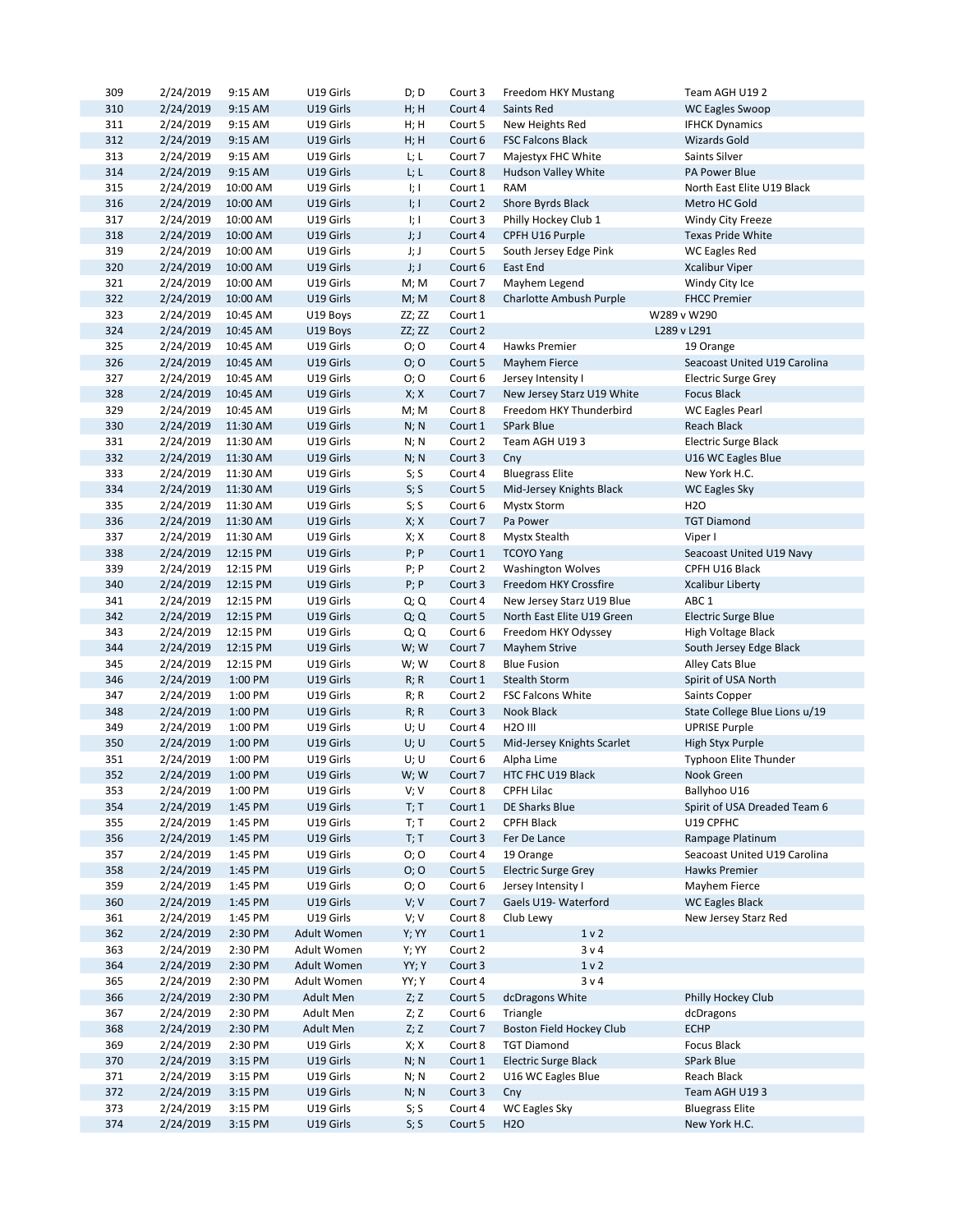| | | | | | | | |
|---|---|---|---|---|---|---|---|
| 309 | 2/24/2019 | 9:15 AM | U19 Girls | D; D | Court 3 | Freedom HKY Mustang | Team AGH U19 2 |
| 310 | 2/24/2019 | 9:15 AM | U19 Girls | H; H | Court 4 | Saints Red | WC Eagles Swoop |
| 311 | 2/24/2019 | 9:15 AM | U19 Girls | H; H | Court 5 | New Heights Red | IFHCK Dynamics |
| 312 | 2/24/2019 | 9:15 AM | U19 Girls | H; H | Court 6 | FSC Falcons Black | Wizards Gold |
| 313 | 2/24/2019 | 9:15 AM | U19 Girls | L; L | Court 7 | Majestyx FHC White | Saints Silver |
| 314 | 2/24/2019 | 9:15 AM | U19 Girls | L; L | Court 8 | Hudson Valley White | PA Power Blue |
| 315 | 2/24/2019 | 10:00 AM | U19 Girls | I; I | Court 1 | RAM | North East Elite U19 Black |
| 316 | 2/24/2019 | 10:00 AM | U19 Girls | I; I | Court 2 | Shore Byrds Black | Metro HC Gold |
| 317 | 2/24/2019 | 10:00 AM | U19 Girls | I; I | Court 3 | Philly Hockey Club 1 | Windy City Freeze |
| 318 | 2/24/2019 | 10:00 AM | U19 Girls | J; J | Court 4 | CPFH U16 Purple | Texas Pride White |
| 319 | 2/24/2019 | 10:00 AM | U19 Girls | J; J | Court 5 | South Jersey Edge Pink | WC Eagles Red |
| 320 | 2/24/2019 | 10:00 AM | U19 Girls | J; J | Court 6 | East End | Xcalibur Viper |
| 321 | 2/24/2019 | 10:00 AM | U19 Girls | M; M | Court 7 | Mayhem Legend | Windy City Ice |
| 322 | 2/24/2019 | 10:00 AM | U19 Girls | M; M | Court 8 | Charlotte Ambush Purple | FHCC Premier |
| 323 | 2/24/2019 | 10:45 AM | U19 Boys | ZZ; ZZ | Court 1 | W289 v W290 | |
| 324 | 2/24/2019 | 10:45 AM | U19 Boys | ZZ; ZZ | Court 2 | L289 v L291 | |
| 325 | 2/24/2019 | 10:45 AM | U19 Girls | O; O | Court 4 | Hawks Premier | 19 Orange |
| 326 | 2/24/2019 | 10:45 AM | U19 Girls | O; O | Court 5 | Mayhem Fierce | Seacoast United U19 Carolina |
| 327 | 2/24/2019 | 10:45 AM | U19 Girls | O; O | Court 6 | Jersey Intensity I | Electric Surge Grey |
| 328 | 2/24/2019 | 10:45 AM | U19 Girls | X; X | Court 7 | New Jersey Starz U19 White | Focus Black |
| 329 | 2/24/2019 | 10:45 AM | U19 Girls | M; M | Court 8 | Freedom HKY Thunderbird | WC Eagles Pearl |
| 330 | 2/24/2019 | 11:30 AM | U19 Girls | N; N | Court 1 | SPark Blue | Reach Black |
| 331 | 2/24/2019 | 11:30 AM | U19 Girls | N; N | Court 2 | Team AGH U19 3 | Electric Surge Black |
| 332 | 2/24/2019 | 11:30 AM | U19 Girls | N; N | Court 3 | Cny | U16 WC Eagles Blue |
| 333 | 2/24/2019 | 11:30 AM | U19 Girls | S; S | Court 4 | Bluegrass Elite | New York H.C. |
| 334 | 2/24/2019 | 11:30 AM | U19 Girls | S; S | Court 5 | Mid-Jersey Knights Black | WC Eagles Sky |
| 335 | 2/24/2019 | 11:30 AM | U19 Girls | S; S | Court 6 | Mystx Storm | H2O |
| 336 | 2/24/2019 | 11:30 AM | U19 Girls | X; X | Court 7 | Pa Power | TGT Diamond |
| 337 | 2/24/2019 | 11:30 AM | U19 Girls | X; X | Court 8 | Mystx Stealth | Viper I |
| 338 | 2/24/2019 | 12:15 PM | U19 Girls | P; P | Court 1 | TCOYO Yang | Seacoast United U19 Navy |
| 339 | 2/24/2019 | 12:15 PM | U19 Girls | P; P | Court 2 | Washington Wolves | CPFH U16 Black |
| 340 | 2/24/2019 | 12:15 PM | U19 Girls | P; P | Court 3 | Freedom HKY Crossfire | Xcalibur Liberty |
| 341 | 2/24/2019 | 12:15 PM | U19 Girls | Q; Q | Court 4 | New Jersey Starz U19 Blue | ABC 1 |
| 342 | 2/24/2019 | 12:15 PM | U19 Girls | Q; Q | Court 5 | North East Elite U19 Green | Electric Surge Blue |
| 343 | 2/24/2019 | 12:15 PM | U19 Girls | Q; Q | Court 6 | Freedom HKY Odyssey | High Voltage Black |
| 344 | 2/24/2019 | 12:15 PM | U19 Girls | W; W | Court 7 | Mayhem Strive | South Jersey Edge Black |
| 345 | 2/24/2019 | 12:15 PM | U19 Girls | W; W | Court 8 | Blue Fusion | Alley Cats Blue |
| 346 | 2/24/2019 | 1:00 PM | U19 Girls | R; R | Court 1 | Stealth Storm | Spirit of USA North |
| 347 | 2/24/2019 | 1:00 PM | U19 Girls | R; R | Court 2 | FSC Falcons White | Saints Copper |
| 348 | 2/24/2019 | 1:00 PM | U19 Girls | R; R | Court 3 | Nook Black | State College Blue Lions u/19 |
| 349 | 2/24/2019 | 1:00 PM | U19 Girls | U; U | Court 4 | H2O III | UPRISE Purple |
| 350 | 2/24/2019 | 1:00 PM | U19 Girls | U; U | Court 5 | Mid-Jersey Knights Scarlet | High Styx Purple |
| 351 | 2/24/2019 | 1:00 PM | U19 Girls | U; U | Court 6 | Alpha Lime | Typhoon Elite Thunder |
| 352 | 2/24/2019 | 1:00 PM | U19 Girls | W; W | Court 7 | HTC FHC U19 Black | Nook Green |
| 353 | 2/24/2019 | 1:00 PM | U19 Girls | V; V | Court 8 | CPFH Lilac | Ballyhoo U16 |
| 354 | 2/24/2019 | 1:45 PM | U19 Girls | T; T | Court 1 | DE Sharks Blue | Spirit of USA Dreaded Team 6 |
| 355 | 2/24/2019 | 1:45 PM | U19 Girls | T; T | Court 2 | CPFH Black | U19 CPFHC |
| 356 | 2/24/2019 | 1:45 PM | U19 Girls | T; T | Court 3 | Fer De Lance | Rampage Platinum |
| 357 | 2/24/2019 | 1:45 PM | U19 Girls | O; O | Court 4 | 19 Orange | Seacoast United U19 Carolina |
| 358 | 2/24/2019 | 1:45 PM | U19 Girls | O; O | Court 5 | Electric Surge Grey | Hawks Premier |
| 359 | 2/24/2019 | 1:45 PM | U19 Girls | O; O | Court 6 | Jersey Intensity I | Mayhem Fierce |
| 360 | 2/24/2019 | 1:45 PM | U19 Girls | V; V | Court 7 | Gaels U19- Waterford | WC Eagles Black |
| 361 | 2/24/2019 | 1:45 PM | U19 Girls | V; V | Court 8 | Club Lewy | New Jersey Starz Red |
| 362 | 2/24/2019 | 2:30 PM | Adult Women | Y; YY | Court 1 | 1 v 2 | |
| 363 | 2/24/2019 | 2:30 PM | Adult Women | Y; YY | Court 2 | 3 v 4 | |
| 364 | 2/24/2019 | 2:30 PM | Adult Women | YY; Y | Court 3 | 1 v 2 | |
| 365 | 2/24/2019 | 2:30 PM | Adult Women | YY; Y | Court 4 | 3 v 4 | |
| 366 | 2/24/2019 | 2:30 PM | Adult Men | Z; Z | Court 5 | dcDragons White | Philly Hockey Club |
| 367 | 2/24/2019 | 2:30 PM | Adult Men | Z; Z | Court 6 | Triangle | dcDragons |
| 368 | 2/24/2019 | 2:30 PM | Adult Men | Z; Z | Court 7 | Boston Field Hockey Club | ECHP |
| 369 | 2/24/2019 | 2:30 PM | U19 Girls | X; X | Court 8 | TGT Diamond | Focus Black |
| 370 | 2/24/2019 | 3:15 PM | U19 Girls | N; N | Court 1 | Electric Surge Black | SPark Blue |
| 371 | 2/24/2019 | 3:15 PM | U19 Girls | N; N | Court 2 | U16 WC Eagles Blue | Reach Black |
| 372 | 2/24/2019 | 3:15 PM | U19 Girls | N; N | Court 3 | Cny | Team AGH U19 3 |
| 373 | 2/24/2019 | 3:15 PM | U19 Girls | S; S | Court 4 | WC Eagles Sky | Bluegrass Elite |
| 374 | 2/24/2019 | 3:15 PM | U19 Girls | S; S | Court 5 | H2O | New York H.C. |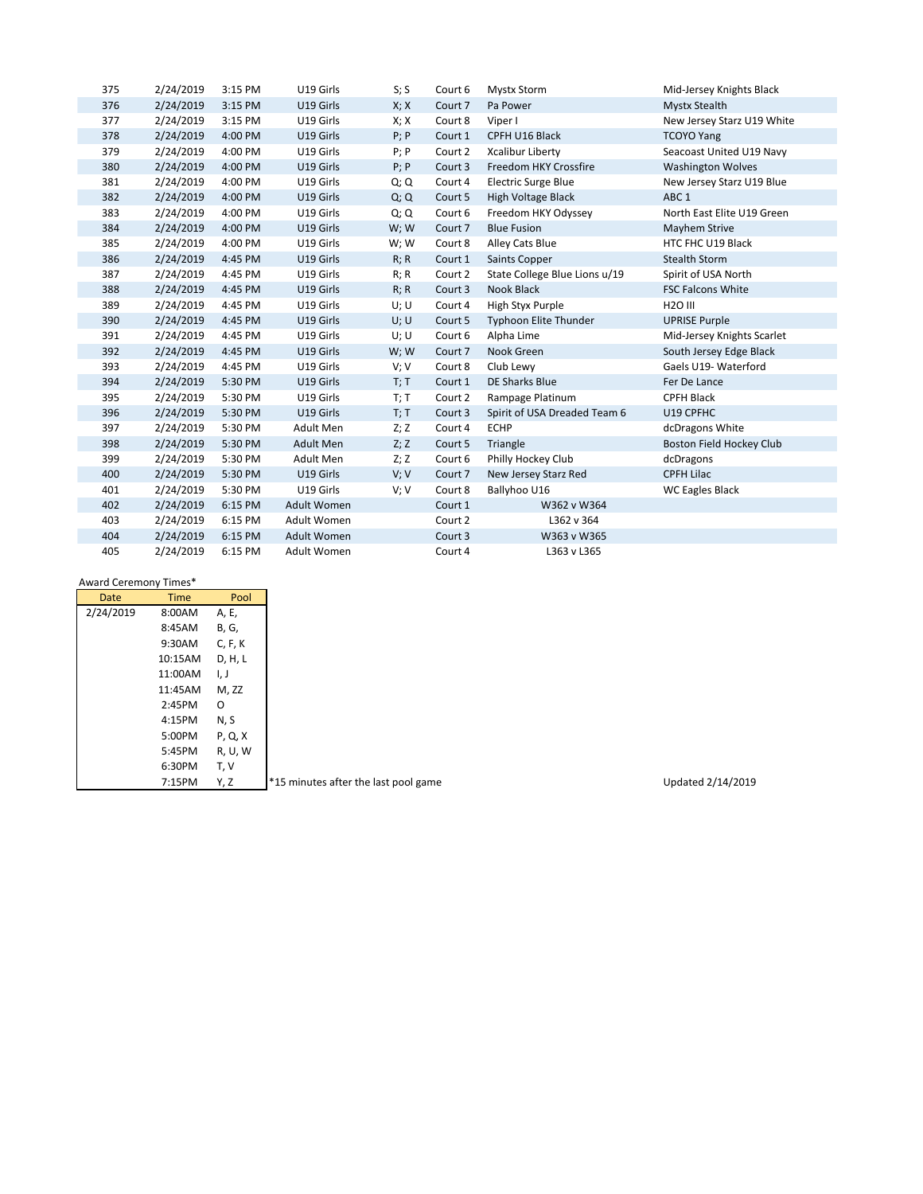| | | | | | | | |
|---|---|---|---|---|---|---|---|
| 375 | 2/24/2019 | 3:15 PM | U19 Girls | S; S | Court 6 | Mystx Storm | Mid-Jersey Knights Black |
| 376 | 2/24/2019 | 3:15 PM | U19 Girls | X; X | Court 7 | Pa Power | Mystx Stealth |
| 377 | 2/24/2019 | 3:15 PM | U19 Girls | X; X | Court 8 | Viper I | New Jersey Starz U19 White |
| 378 | 2/24/2019 | 4:00 PM | U19 Girls | P; P | Court 1 | CPFH U16 Black | TCOYO Yang |
| 379 | 2/24/2019 | 4:00 PM | U19 Girls | P; P | Court 2 | Xcalibur Liberty | Seacoast United U19 Navy |
| 380 | 2/24/2019 | 4:00 PM | U19 Girls | P; P | Court 3 | Freedom HKY Crossfire | Washington Wolves |
| 381 | 2/24/2019 | 4:00 PM | U19 Girls | Q; Q | Court 4 | Electric Surge Blue | New Jersey Starz U19 Blue |
| 382 | 2/24/2019 | 4:00 PM | U19 Girls | Q; Q | Court 5 | High Voltage Black | ABC 1 |
| 383 | 2/24/2019 | 4:00 PM | U19 Girls | Q; Q | Court 6 | Freedom HKY Odyssey | North East Elite U19 Green |
| 384 | 2/24/2019 | 4:00 PM | U19 Girls | W; W | Court 7 | Blue Fusion | Mayhem Strive |
| 385 | 2/24/2019 | 4:00 PM | U19 Girls | W; W | Court 8 | Alley Cats Blue | HTC FHC U19 Black |
| 386 | 2/24/2019 | 4:45 PM | U19 Girls | R; R | Court 1 | Saints Copper | Stealth Storm |
| 387 | 2/24/2019 | 4:45 PM | U19 Girls | R; R | Court 2 | State College Blue Lions u/19 | Spirit of USA North |
| 388 | 2/24/2019 | 4:45 PM | U19 Girls | R; R | Court 3 | Nook Black | FSC Falcons White |
| 389 | 2/24/2019 | 4:45 PM | U19 Girls | U; U | Court 4 | High Styx Purple | H2O III |
| 390 | 2/24/2019 | 4:45 PM | U19 Girls | U; U | Court 5 | Typhoon Elite Thunder | UPRISE Purple |
| 391 | 2/24/2019 | 4:45 PM | U19 Girls | U; U | Court 6 | Alpha Lime | Mid-Jersey Knights Scarlet |
| 392 | 2/24/2019 | 4:45 PM | U19 Girls | W; W | Court 7 | Nook Green | South Jersey Edge Black |
| 393 | 2/24/2019 | 4:45 PM | U19 Girls | V; V | Court 8 | Club Lewy | Gaels U19- Waterford |
| 394 | 2/24/2019 | 5:30 PM | U19 Girls | T; T | Court 1 | DE Sharks Blue | Fer De Lance |
| 395 | 2/24/2019 | 5:30 PM | U19 Girls | T; T | Court 2 | Rampage Platinum | CPFH Black |
| 396 | 2/24/2019 | 5:30 PM | U19 Girls | T; T | Court 3 | Spirit of USA Dreaded Team 6 | U19 CPFHC |
| 397 | 2/24/2019 | 5:30 PM | Adult Men | Z; Z | Court 4 | ECHP | dcDragons White |
| 398 | 2/24/2019 | 5:30 PM | Adult Men | Z; Z | Court 5 | Triangle | Boston Field Hockey Club |
| 399 | 2/24/2019 | 5:30 PM | Adult Men | Z; Z | Court 6 | Philly Hockey Club | dcDragons |
| 400 | 2/24/2019 | 5:30 PM | U19 Girls | V; V | Court 7 | New Jersey Starz Red | CPFH Lilac |
| 401 | 2/24/2019 | 5:30 PM | U19 Girls | V; V | Court 8 | Ballyhoo U16 | WC Eagles Black |
| 402 | 2/24/2019 | 6:15 PM | Adult Women | | Court 1 | W362 v W364 | |
| 403 | 2/24/2019 | 6:15 PM | Adult Women | | Court 2 | L362 v 364 | |
| 404 | 2/24/2019 | 6:15 PM | Adult Women | | Court 3 | W363 v W365 | |
| 405 | 2/24/2019 | 6:15 PM | Adult Women | | Court 4 | L363 v L365 | |

Award Ceremony Times*

| Date | Time | Pool |
|---|---|---|
| 2/24/2019 | 8:00AM | A, E, |
| | 8:45AM | B, G, |
| | 9:30AM | C, F, K |
| | 10:15AM | D, H, L |
| | 11:00AM | I, J |
| | 11:45AM | M, ZZ |
| | 2:45PM | O |
| | 4:15PM | N, S |
| | 5:00PM | P, Q, X |
| | 5:45PM | R, U, W |
| | 6:30PM | T, V |
| | 7:15PM | Y, Z |

*15 minutes after the last pool game

Updated 2/14/2019